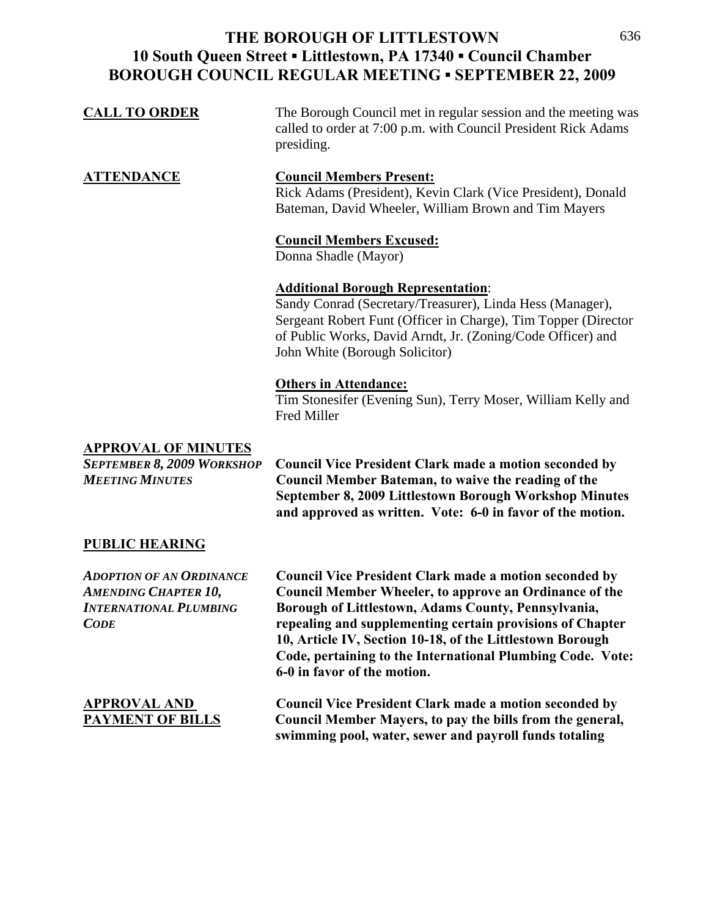# THE BOROUGH OF LITTLESTOWN
## 10 South Queen Street ▪ Littlestown, PA 17340 ▪ Council Chamber
## BOROUGH COUNCIL REGULAR MEETING ▪ SEPTEMBER 22, 2009

**CALL TO ORDER**

The Borough Council met in regular session and the meeting was called to order at 7:00 p.m. with Council President Rick Adams presiding.

**ATTENDANCE**

**Council Members Present:**
Rick Adams (President), Kevin Clark (Vice President), Donald Bateman, David Wheeler, William Brown and Tim Mayers

**Council Members Excused:**
Donna Shadle (Mayor)

**Additional Borough Representation**:
Sandy Conrad (Secretary/Treasurer), Linda Hess (Manager), Sergeant Robert Funt (Officer in Charge), Tim Topper (Director of Public Works, David Arndt, Jr. (Zoning/Code Officer) and John White (Borough Solicitor)

**Others in Attendance:**
Tim Stonesifer (Evening Sun), Terry Moser, William Kelly and Fred Miller

**APPROVAL OF MINUTES**

*SEPTEMBER 8, 2009 WORKSHOP MEETING MINUTES*

**Council Vice President Clark made a motion seconded by Council Member Bateman, to waive the reading of the September 8, 2009 Littlestown Borough Workshop Minutes and approved as written. Vote: 6-0 in favor of the motion.**

**PUBLIC HEARING**

*ADOPTION OF AN ORDINANCE AMENDING CHAPTER 10, INTERNATIONAL PLUMBING CODE*

**Council Vice President Clark made a motion seconded by Council Member Wheeler, to approve an Ordinance of the Borough of Littlestown, Adams County, Pennsylvania, repealing and supplementing certain provisions of Chapter 10, Article IV, Section 10-18, of the Littlestown Borough Code, pertaining to the International Plumbing Code. Vote: 6-0 in favor of the motion.**

**APPROVAL AND PAYMENT OF BILLS**

**Council Vice President Clark made a motion seconded by Council Member Mayers, to pay the bills from the general, swimming pool, water, sewer and payroll funds totaling**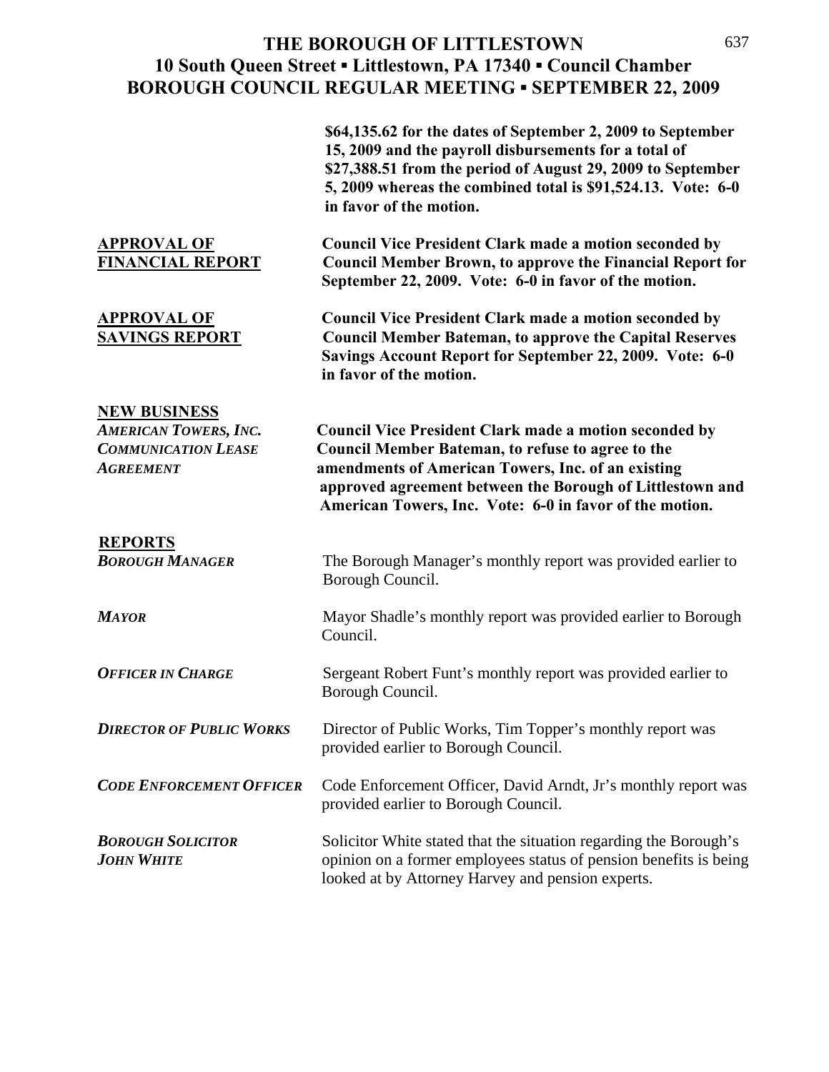# THE BOROUGH OF LITTLESTOWN
## 10 South Queen Street ▪ Littlestown, PA 17340 ▪ Council Chamber
## BOROUGH COUNCIL REGULAR MEETING ▪ SEPTEMBER 22, 2009

**$64,135.62 for the dates of September 2, 2009 to September 15, 2009 and the payroll disbursements for a total of $27,388.51 from the period of August 29, 2009 to September 5, 2009 whereas the combined total is $91,524.13. Vote: 6-0 in favor of the motion.**

**APPROVAL OF FINANCIAL REPORT**

**Council Vice President Clark made a motion seconded by Council Member Brown, to approve the Financial Report for September 22, 2009. Vote: 6-0 in favor of the motion.**

**APPROVAL OF SAVINGS REPORT**

**Council Vice President Clark made a motion seconded by Council Member Bateman, to approve the Capital Reserves Savings Account Report for September 22, 2009. Vote: 6-0 in favor of the motion.**

**NEW BUSINESS**

***AMERICAN TOWERS, INC. COMMUNICATION LEASE AGREEMENT***

**Council Vice President Clark made a motion seconded by Council Member Bateman, to refuse to agree to the amendments of American Towers, Inc. of an existing approved agreement between the Borough of Littlestown and American Towers, Inc. Vote: 6-0 in favor of the motion.**

**REPORTS**

***BOROUGH MANAGER***

The Borough Manager's monthly report was provided earlier to Borough Council.

***MAYOR***

Mayor Shadle's monthly report was provided earlier to Borough Council.

***OFFICER IN CHARGE***

Sergeant Robert Funt's monthly report was provided earlier to Borough Council.

***DIRECTOR OF PUBLIC WORKS***

Director of Public Works, Tim Topper's monthly report was provided earlier to Borough Council.

***CODE ENFORCEMENT OFFICER***

Code Enforcement Officer, David Arndt, Jr's monthly report was provided earlier to Borough Council.

***BOROUGH SOLICITOR JOHN WHITE***

Solicitor White stated that the situation regarding the Borough's opinion on a former employees status of pension benefits is being looked at by Attorney Harvey and pension experts.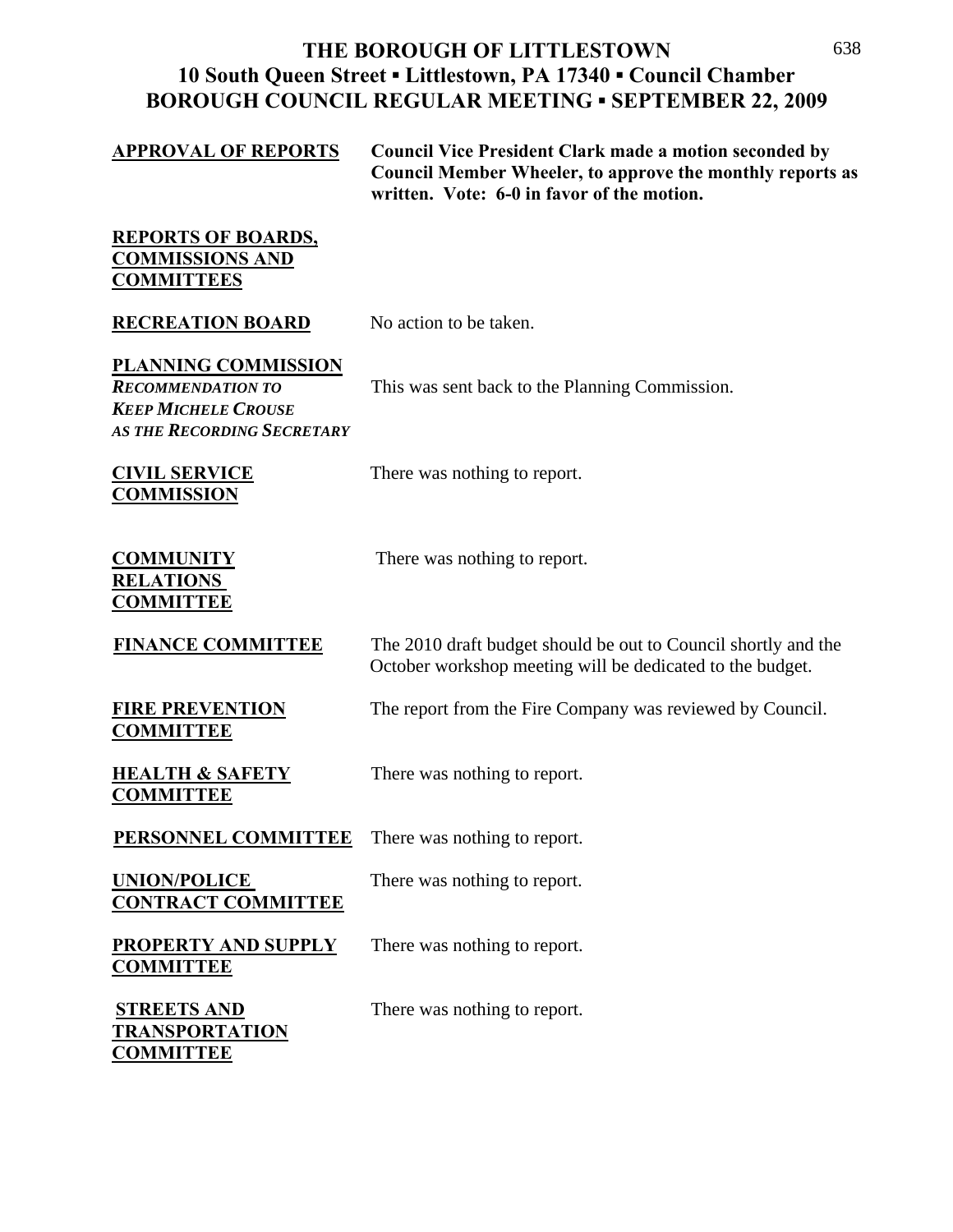# THE BOROUGH OF LITTLESTOWN
## 10 South Queen Street ▪ Littlestown, PA 17340 ▪ Council Chamber
## BOROUGH COUNCIL REGULAR MEETING ▪ SEPTEMBER 22, 2009

**APPROVAL OF REPORTS**

**Council Vice President Clark made a motion seconded by Council Member Wheeler, to approve the monthly reports as written. Vote: 6-0 in favor of the motion.**

**REPORTS OF BOARDS, COMMISSIONS AND COMMITTEES**

**RECREATION BOARD**

No action to be taken.

**PLANNING COMMISSION**

***RECOMMENDATION TO KEEP MICHELE CROUSE AS THE RECORDING SECRETARY***

This was sent back to the Planning Commission.

**CIVIL SERVICE COMMISSION**

There was nothing to report.

**COMMUNITY RELATIONS COMMITTEE**

There was nothing to report.

**FINANCE COMMITTEE**

The 2010 draft budget should be out to Council shortly and the October workshop meeting will be dedicated to the budget.

**FIRE PREVENTION COMMITTEE**

The report from the Fire Company was reviewed by Council.

**HEALTH & SAFETY COMMITTEE**

There was nothing to report.

**PERSONNEL COMMITTEE**

There was nothing to report.

**UNION/POLICE CONTRACT COMMITTEE**

There was nothing to report.

**PROPERTY AND SUPPLY COMMITTEE**

There was nothing to report.

**STREETS AND TRANSPORTATION COMMITTEE**

There was nothing to report.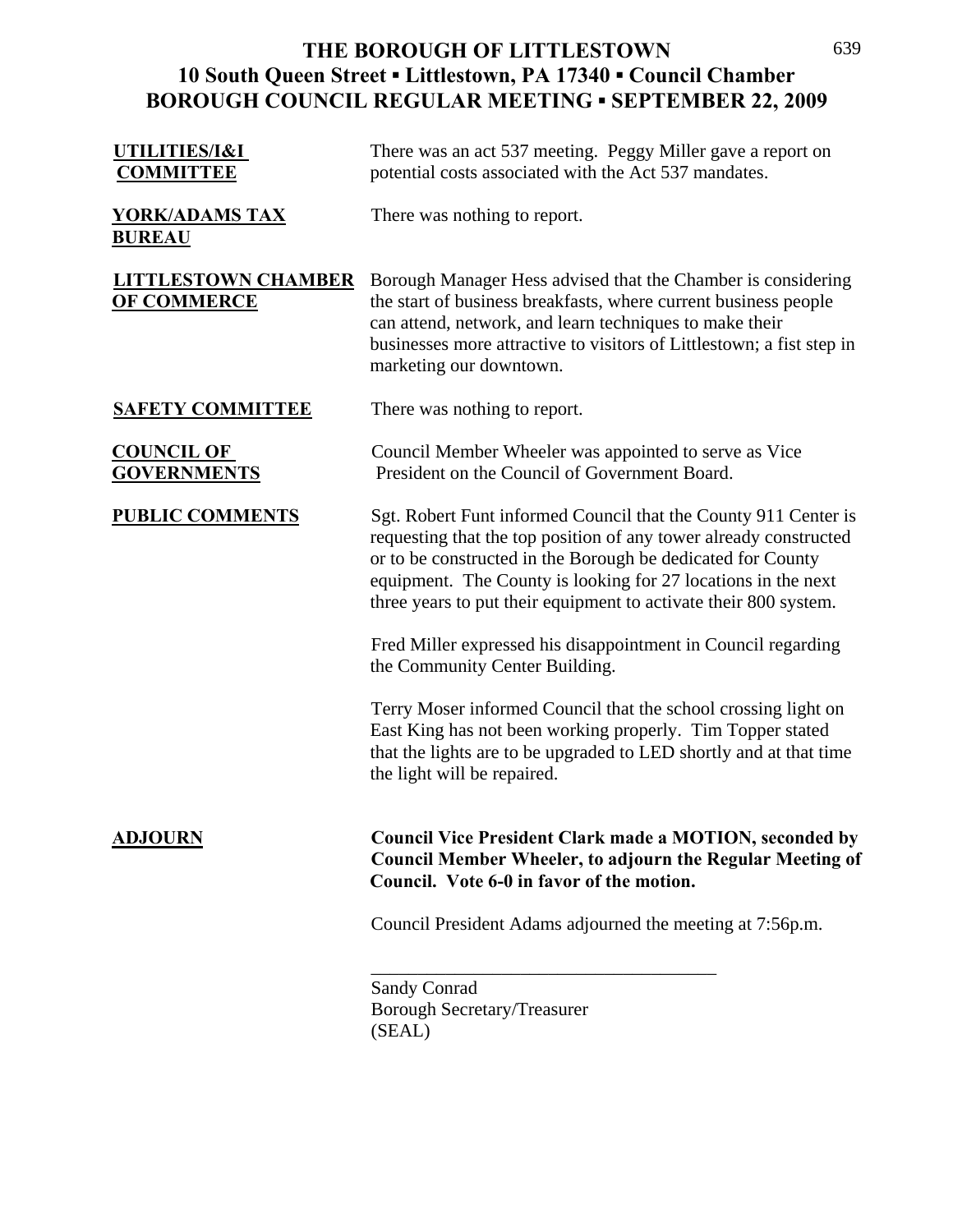# THE BOROUGH OF LITTLESTOWN
## 10 South Queen Street ▪ Littlestown, PA 17340 ▪ Council Chamber
## BOROUGH COUNCIL REGULAR MEETING ▪ SEPTEMBER 22, 2009

**UTILITIES/I&I COMMITTEE**

There was an act 537 meeting. Peggy Miller gave a report on potential costs associated with the Act 537 mandates.

**YORK/ADAMS TAX BUREAU**

There was nothing to report.

**LITTLESTOWN CHAMBER OF COMMERCE**

Borough Manager Hess advised that the Chamber is considering the start of business breakfasts, where current business people can attend, network, and learn techniques to make their businesses more attractive to visitors of Littlestown; a fist step in marketing our downtown.

**SAFETY COMMITTEE**

There was nothing to report.

**COUNCIL OF GOVERNMENTS**

Council Member Wheeler was appointed to serve as Vice President on the Council of Government Board.

**PUBLIC COMMENTS**

Sgt. Robert Funt informed Council that the County 911 Center is requesting that the top position of any tower already constructed or to be constructed in the Borough be dedicated for County equipment. The County is looking for 27 locations in the next three years to put their equipment to activate their 800 system.

Fred Miller expressed his disappointment in Council regarding the Community Center Building.

Terry Moser informed Council that the school crossing light on East King has not been working properly. Tim Topper stated that the lights are to be upgraded to LED shortly and at that time the light will be repaired.

**ADJOURN**

**Council Vice President Clark made a MOTION, seconded by Council Member Wheeler, to adjourn the Regular Meeting of Council. Vote 6-0 in favor of the motion.**

Council President Adams adjourned the meeting at 7:56p.m.

_____________________________________

Sandy Conrad
Borough Secretary/Treasurer
(SEAL)